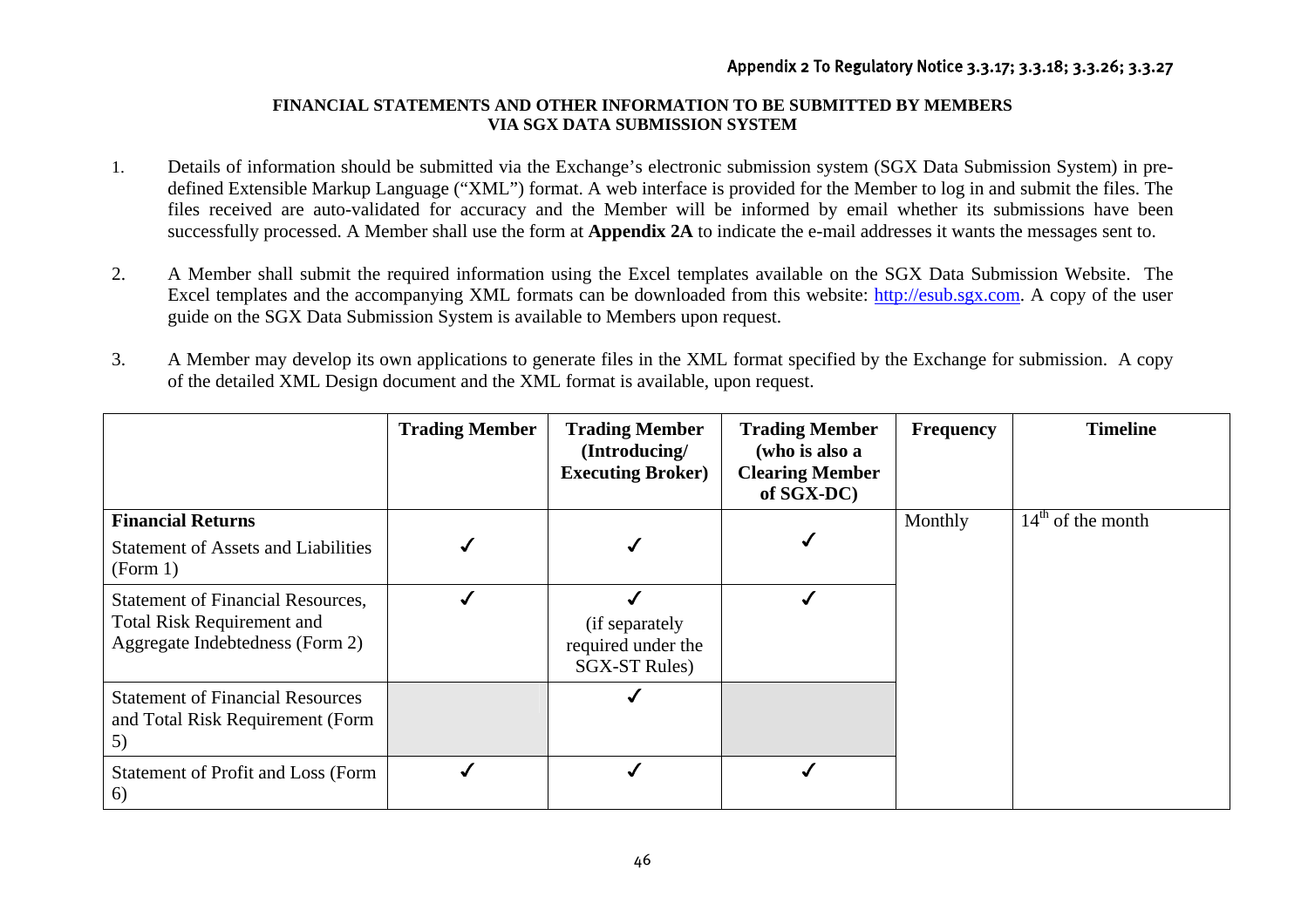Appendix 2 To Regulatory Notice 3.3.17; 3.3.18; 3.3.26; 3.3.27

**FINANCIAL STATEMENTS AND OTHER INFORMATION TO BE SUBMITTED BY MEMBERS VIA SGX DATA SUBMISSION SYSTEM**

1. Details of information should be submitted via the Exchange's electronic submission system (SGX Data Submission System) in pre-defined Extensible Markup Language ("XML") format. A web interface is provided for the Member to log in and submit the files. The files received are auto-validated for accuracy and the Member will be informed by email whether its submissions have been successfully processed. A Member shall use the form at **Appendix 2A** to indicate the e-mail addresses it wants the messages sent to.

2. A Member shall submit the required information using the Excel templates available on the SGX Data Submission Website. The Excel templates and the accompanying XML formats can be downloaded from this website: http://esub.sgx.com. A copy of the user guide on the SGX Data Submission System is available to Members upon request.

3. A Member may develop its own applications to generate files in the XML format specified by the Exchange for submission. A copy of the detailed XML Design document and the XML format is available, upon request.

| | **Trading Member** | **Trading Member (Introducing/ Executing Broker)** | **Trading Member (who is also a Clearing Member of SGX-DC)** | **Frequency** | **Timeline** |
|---|---|---|---|---|---|
| **Financial Returns** Statement of Assets and Liabilities (Form 1) | ✓ | ✓ | ✓ | Monthly | 14th of the month |
| Statement of Financial Resources, Total Risk Requirement and Aggregate Indebtedness (Form 2) | ✓ | ✓ (if separately required under the SGX-ST Rules) | ✓ | | |
| Statement of Financial Resources and Total Risk Requirement (Form 5) | | ✓ | | | |
| Statement of Profit and Loss (Form 6) | ✓ | ✓ | ✓ | | |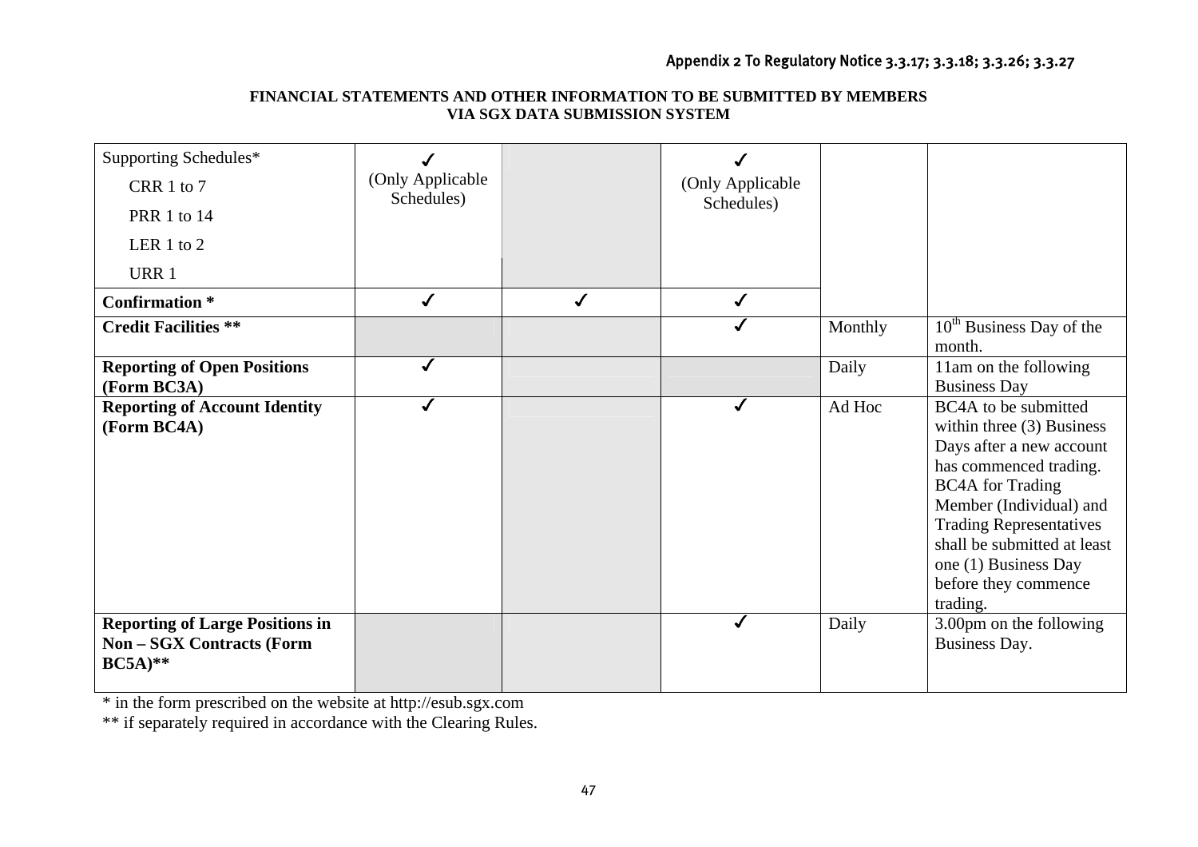Appendix 2 To Regulatory Notice 3.3.17; 3.3.18; 3.3.26; 3.3.27

**FINANCIAL STATEMENTS AND OTHER INFORMATION TO BE SUBMITTED BY MEMBERS VIA SGX DATA SUBMISSION SYSTEM**

| | | | | | |
|---|---|---|---|---|---|
| Supporting Schedules*<br>CRR 1 to 7<br>PRR 1 to 14<br>LER 1 to 2<br>URR 1 | ✓<br>(Only Applicable Schedules) | | ✓<br>(Only Applicable Schedules) | | |
| **Confirmation *** | ✓ | ✓ | ✓ | | |
| **Credit Facilities **** | | | ✓ | Monthly | 10th Business Day of the month. |
| **Reporting of Open Positions (Form BC3A)** | ✓ | | | Daily | 11am on the following Business Day |
| **Reporting of Account Identity (Form BC4A)** | ✓ | | ✓ | Ad Hoc | BC4A to be submitted within three (3) Business Days after a new account has commenced trading. BC4A for Trading Member (Individual) and Trading Representatives shall be submitted at least one (1) Business Day before they commence trading. |
| **Reporting of Large Positions in Non – SGX Contracts (Form BC5A)**** | | | ✓ | Daily | 3.00pm on the following Business Day. |

\* in the form prescribed on the website at http://esub.sgx.com

** if separately required in accordance with the Clearing Rules.